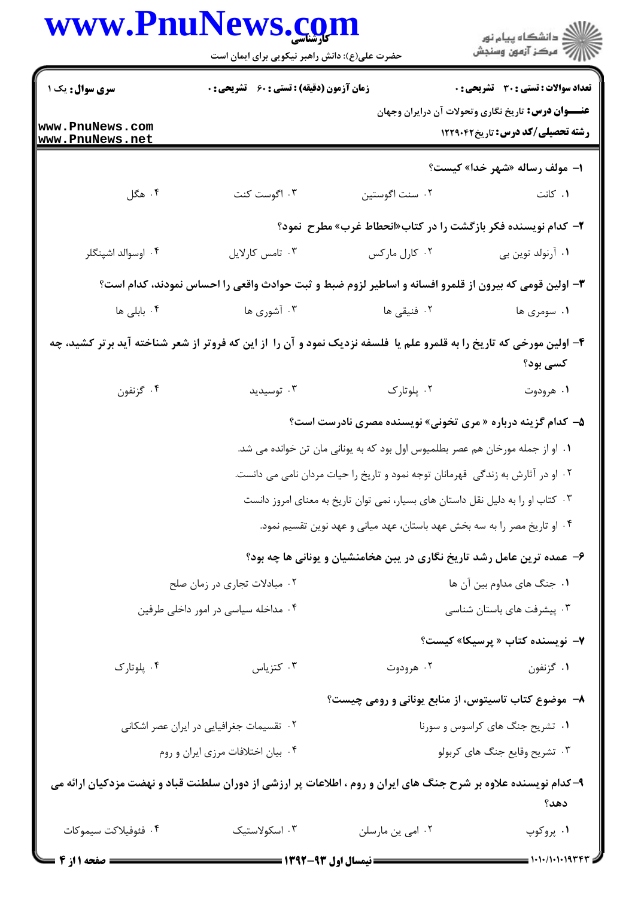**سری سوال:** یک ۱

**زمان آزمون (دقیقه) : تستی : ۶۰ تشریحی : ۰**

**تعداد سوالات : تستی : ۳۰ تشریحی : ۰**

**عنـــوان درس:** تاریخ نگاری وتحولات آن درایران وجهان

**رشته تحصیلی/کد درس:** تاریخ ۱۲۲۹۰۴۲

۱- مولف رساله «شهر خدا» کیست؟

۱. کانت ۲. سنت اگوستین ۳. اگوست کنت ۴. هگل

۲- کدام نویسنده فکر بازگشت را در کتاب«انحطاط غرب» مطرح نمود؟

۱. آرنولد توین بی ۲. کارل مارکس ۳. تامس کارلایل ۴. اوسوالد اشپنگلر

۳- اولین قومی که بیرون از قلمرو افسانه و اساطیر لزوم ضبط و ثبت حوادث واقعی را احساس نمودند، کدام است؟

۱. سومری ها ۲. فنیقی ها ۳. آشوری ها ۴. بابلی ها

۴- اولین مورخی که تاریخ را به قلمرو علم یا فلسفه نزدیک نمود و آن را از این که فروتر از شعر شناخته آید برتر کشید، چه کسی بود؟

۱. هرودوت ۲. پلوتارک ۳. توسیدید ۴. گزنفون

۵- کدام گزینه درباره « مری تخونی» نویسنده مصری نادرست است؟

۱. او از جمله مورخان هم عصر بطلمیوس اول بود که به یونانی مان تن خوانده می شد.

۲. او در آثارش به زندگی قهرمانان توجه نمود و تاریخ را حیات مردان نامی می دانست.

۳. کتاب او را به دلیل نقل داستان های بسیار، نمی توان تاریخ به معنای امروز دانست

۴. او تاریخ مصر را به سه بخش عهد باستان، عهد میانی و عهد نوین تقسیم نمود.

۶- عمده ترین عامل رشد تاریخ نگاری در بین هخامنشیان و یونانی ها چه بود؟

۱. جنگ های مداوم بین آن ها

۲. مبادلات تجاری در زمان صلح

۳. پیشرفت های باستان شناسی

۴. مداخله سیاسی در امور داخلی طرفین

۷- نویسنده کتاب « پرسیکا» کیست؟

۱. گزنفون ۲. هرودوت ۳. کتزیاس ۴. پلوتارک

۸- موضوع کتاب تاسیتوس، از منابع یونانی و رومی چیست؟

۱. تشریح جنگ های کراسوس و سورنا

۲. تقسیمات جغرافیایی در ایران عصر اشکانی

۳. تشریح وقایع جنگ های کربولو

۴. بیان اختلافات مرزی ایران و روم

۹-کدام نویسنده علاوه بر شرح جنگ های ایران و روم ، اطلاعات پر ارزشی از دوران سلطنت قباد و نهضت مزدکیان ارائه می دهد؟

۱. پروکوپ ۲. امی ین مارسلن ۳. اسکولاستیک ۴. فئوفیلاکت سیموکات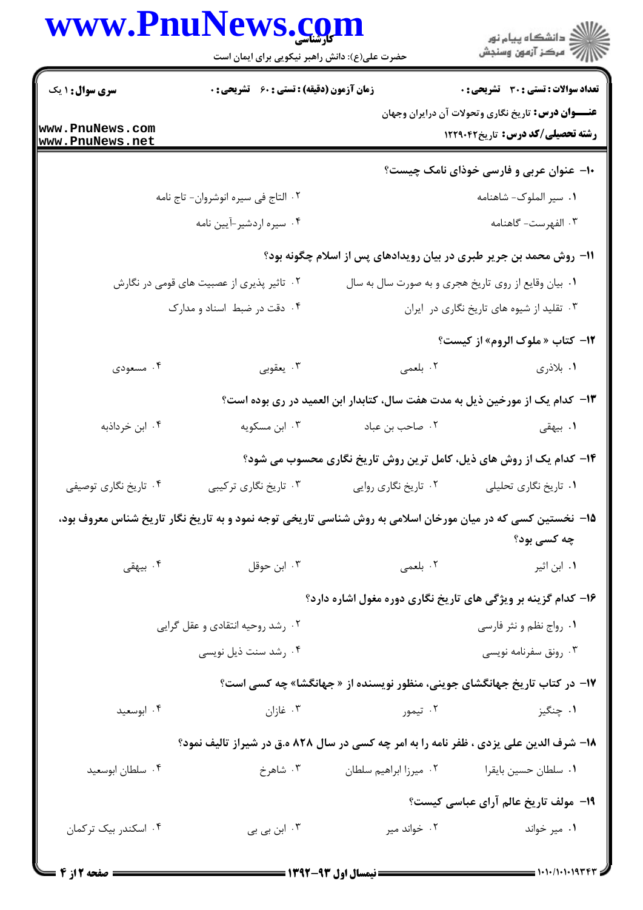**سری سوال:** ۱ یک

**زمان آزمون (دقیقه) : تستی :** ۶۰ **تشریحی :** ۰

**تعداد سوالات : تستی :** ۳۰ **تشریحی :** ۰

**عنـــوان درس:** تاریخ نگاری وتحولات آن درایران وجهان

**رشته تحصیلی/کد درس:** تاریخ۱۲۲۹۰۴۲

۱۰- عنوان عربی و فارسی خوذای نامک چیست؟

۱. سیر الملوک- شاهنامه
۲. التاج فی سیره انوشروان- تاج نامه
۳. الفهرست- گاهنامه
۴. سیره اردشیر-آیین نامه

۱۱- روش محمد بن جریر طبری در بیان رویدادهای پس از اسلام چگونه بود؟

۱. بیان وقایع از روی تاریخ هجری و به صورت سال به سال
۲. تاثیر پذیری از عصبیت های قومی در نگارش
۳. تقلید از شیوه های تاریخ نگاری در ایران
۴. دقت در ضبط اسناد و مدارک

۱۲- کتاب « ملوک الروم» از کیست؟

۱. بلاذری
۲. بلعمی
۳. یعقوبی
۴. مسعودی

۱۳- کدام یک از مورخین ذیل به مدت هفت سال، کتابدار ابن العمید در ری بوده است؟

۱. بیهقی
۲. صاحب بن عباد
۳. ابن مسکویه
۴. ابن خرداذبه

۱۴- کدام یک از روش های ذیل، کامل ترین روش تاریخ نگاری محسوب می شود؟

۱. تاریخ نگاری تحلیلی
۲. تاریخ نگاری روایی
۳. تاریخ نگاری ترکیبی
۴. تاریخ نگاری توصیفی

۱۵- نخستین کسی که در میان مورخان اسلامی به روش شناسی تاریخی توجه نمود و به تاریخ نگار تاریخ شناس معروف بود، چه کسی بود؟

۱. ابن اثیر
۲. بلعمی
۳. ابن حوقل
۴. بیهقی

۱۶- کدام گزینه بر ویژگی های تاریخ نگاری دوره مغول اشاره دارد؟

۱. رواج نظم و نثر فارسی
۲. رشد روحیه انتقادی و عقل گرایی
۳. رونق سفرنامه نویسی
۴. رشد سنت ذیل نویسی

۱۷- در کتاب تاریخ جهانگشای جوینی، منظور نویسنده از « جهانگشا» چه کسی است؟

۱. چنگیز
۲. تیمور
۳. غازان
۴. ابوسعید

۱۸- شرف الدین علی یزدی ، ظفر نامه را به امر چه کسی در سال ۸۲۸ ه.ق در شیراز تالیف نمود؟

۱. سلطان حسین بایقرا
۲. میرزا ابراهیم سلطان
۳. شاهرخ
۴. سلطان ابوسعید

۱۹- مولف تاریخ عالم آرای عباسی کیست؟

۱. میر خواند
۲. خواند میر
۳. ابن بی بی
۴. اسکندر بیک ترکمان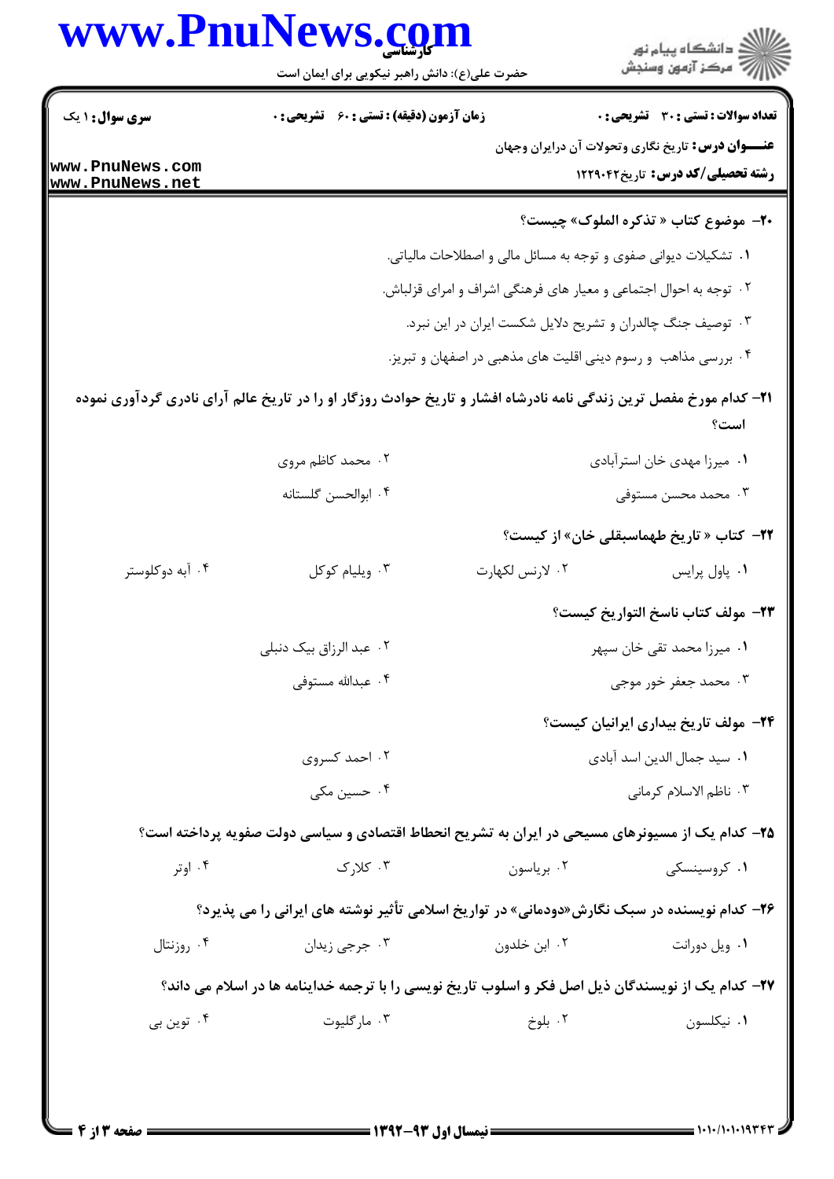**سری سوال:** ۱ یک | **زمان آزمون (دقیقه) : تستی :** ۶۰ **تشریحی :** ۰ | **تعداد سوالات : تستی :** ۳۰ **تشریحی :** ۰

**عنـــوان درس:** تاریخ نگاری وتحولات آن درایران وجهان

**رشته تحصیلی/کد درس:** تاریخ۱۲۲۹۰۴۲

**۲۰- موضوع کتاب « تذکره الملوک» چیست؟**

۱. تشکیلات دیوانی صفوی و توجه به مسائل مالی و اصطلاحات مالیاتی.

۲. توجه به احوال اجتماعی و معیار های فرهنگی اشراف و امرای قزلباش.

۳. توصیف جنگ چالدران و تشریح دلایل شکست ایران در این نبرد.

۴. بررسی مذاهب و رسوم دینی اقلیت های مذهبی در اصفهان و تبریز.

**۲۱- کدام مورخ مفصل ترین زندگی نامه نادرشاه افشار و تاریخ حوادث روزگار او را در تاریخ عالم آرای نادری گردآوری نموده است؟**

۱. میرزا مهدی خان استرآبادی

۲. محمد کاظم مروی

۳. محمد محسن مستوفی

۴. ابوالحسن گلستانه

**۲۲- کتاب « تاریخ طهماسبقلی خان» از کیست؟**

۱. پاول پرایس

۲. لارنس لکهارت

۳. ویلیام کوکل

۴. آبه دوکلوستر

**۲۳- مولف کتاب ناسخ التواریخ کیست؟**

۱. میرزا محمد تقی خان سپهر

۲. عبد الرزاق بیک دنبلی

۳. محمد جعفر خور موجی

۴. عبدالله مستوفی

**۲۴- مولف تاریخ بیداری ایرانیان کیست؟**

۱. سید جمال الدین اسد آبادی

۲. احمد کسروی

۳. ناظم الاسلام کرمانی

۴. حسین مکی

**۲۵- کدام یک از مسیونرهای مسیحی در ایران به تشریح انحطاط اقتصادی و سیاسی دولت صفویه پرداخته است؟**

۱. کروسینسکی

۲. بریاسون

۳. کلارک

۴. اوتر

**۲۶- کدام نویسنده در سبک نگارش«دودمانی» در تواریخ اسلامی تأثیر نوشته های ایرانی را می پذیرد؟**

۱. ویل دورانت

۲. ابن خلدون

۳. جرجی زیدان

۴. روزنتال

**۲۷- کدام یک از نویسندگان ذیل اصل فکر و اسلوب تاریخ نویسی را با ترجمه خداینامه ها در اسلام می داند؟**

۱. نیکلسون

۲. بلوخ

۳. مارگلیوت

۴. توین بی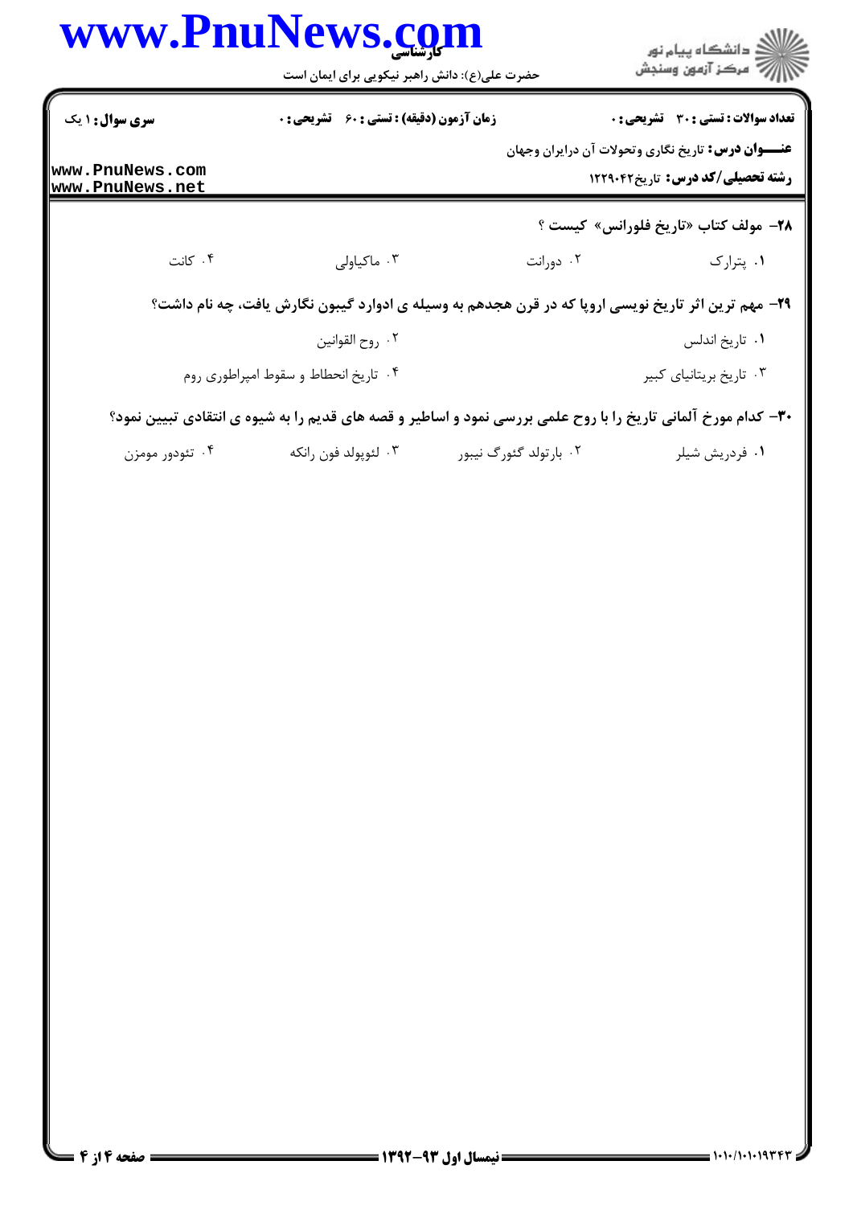**۲۸- مولف کتاب «تاریخ فلورانس» کیست ؟**

۱. پترارک
۲. دورانت
۳. ماکیاولی
۴. کانت

**۲۹- مهم ترین اثر تاریخ نویسی اروپا که در قرن هجدهم به وسیله ی ادوارد گیبون نگارش یافت، چه نام داشت؟**

۱. تاریخ اندلس
۲. روح القوانین
۳. تاریخ بریتانیای کبیر
۴. تاریخ انحطاط و سقوط امپراطوری روم

**۳۰- کدام مورخ آلمانی تاریخ را با روح علمی بررسی نمود و اساطیر و قصه های قدیم را به شیوه ی انتقادی تبیین نمود؟**

۱. فردریش شیلر
۲. بارتولد گئورگ نیبور
۳. لئوپولد فون رانکه
۴. تئودور مومزن